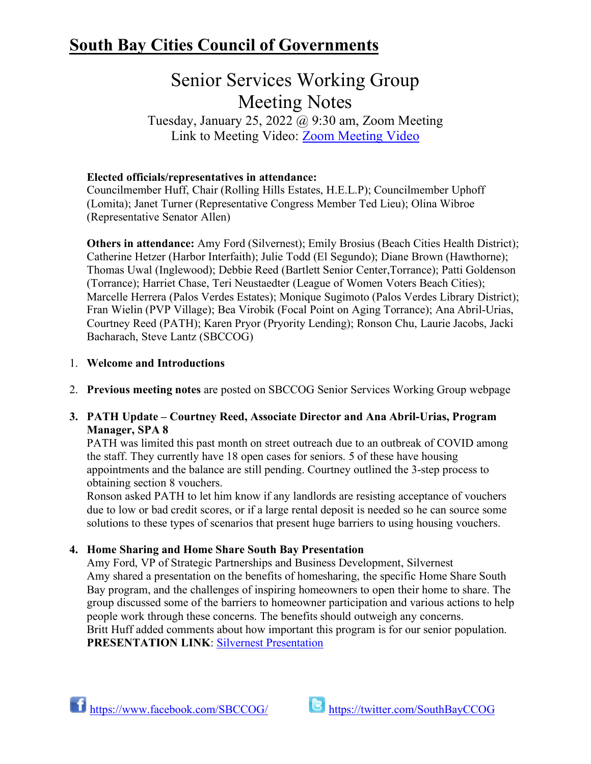# South Bay Cities Council of Governments

## Senior Services Working Group
## Meeting Notes

Tuesday, January 25, 2022 @ 9:30 am, Zoom Meeting
Link to Meeting Video: [Zoom Meeting Video]()

**Elected officials/representatives in attendance:**
Councilmember Huff, Chair (Rolling Hills Estates, H.E.L.P); Councilmember Uphoff (Lomita); Janet Turner (Representative Congress Member Ted Lieu); Olina Wibroe (Representative Senator Allen)

**Others in attendance:** Amy Ford (Silvernest); Emily Brosius (Beach Cities Health District); Catherine Hetzer (Harbor Interfaith); Julie Todd (El Segundo); Diane Brown (Hawthorne); Thomas Uwal (Inglewood); Debbie Reed (Bartlett Senior Center,Torrance); Patti Goldenson (Torrance); Harriet Chase, Teri Neustaedter (League of Women Voters Beach Cities); Marcelle Herrera (Palos Verdes Estates); Monique Sugimoto (Palos Verdes Library District); Fran Wielin (PVP Village); Bea Virobik (Focal Point on Aging Torrance); Ana Abril-Urias, Courtney Reed (PATH); Karen Pryor (Pryority Lending); Ronson Chu, Laurie Jacobs, Jacki Bacharach, Steve Lantz (SBCCOG)

1. **Welcome and Introductions**

2. **Previous meeting notes** are posted on SBCCOG Senior Services Working Group webpage

3. **PATH Update – Courtney Reed, Associate Director and Ana Abril-Urias, Program Manager, SPA 8**
   PATH was limited this past month on street outreach due to an outbreak of COVID among the staff. They currently have 18 open cases for seniors. 5 of these have housing appointments and the balance are still pending. Courtney outlined the 3-step process to obtaining section 8 vouchers.
   Ronson asked PATH to let him know if any landlords are resisting acceptance of vouchers due to low or bad credit scores, or if a large rental deposit is needed so he can source some solutions to these types of scenarios that present huge barriers to using housing vouchers.

4. **Home Sharing and Home Share South Bay Presentation**
   Amy Ford, VP of Strategic Partnerships and Business Development, Silvernest
   Amy shared a presentation on the benefits of homesharing, the specific Home Share South Bay program, and the challenges of inspiring homeowners to open their home to share. The group discussed some of the barriers to homeowner participation and various actions to help people work through these concerns. The benefits should outweigh any concerns.
   Britt Huff added comments about how important this program is for our senior population.
   **PRESENTATION LINK**: [Silvernest Presentation]()

https://www.facebook.com/SBCCOG/ https://twitter.com/SouthBayCCOG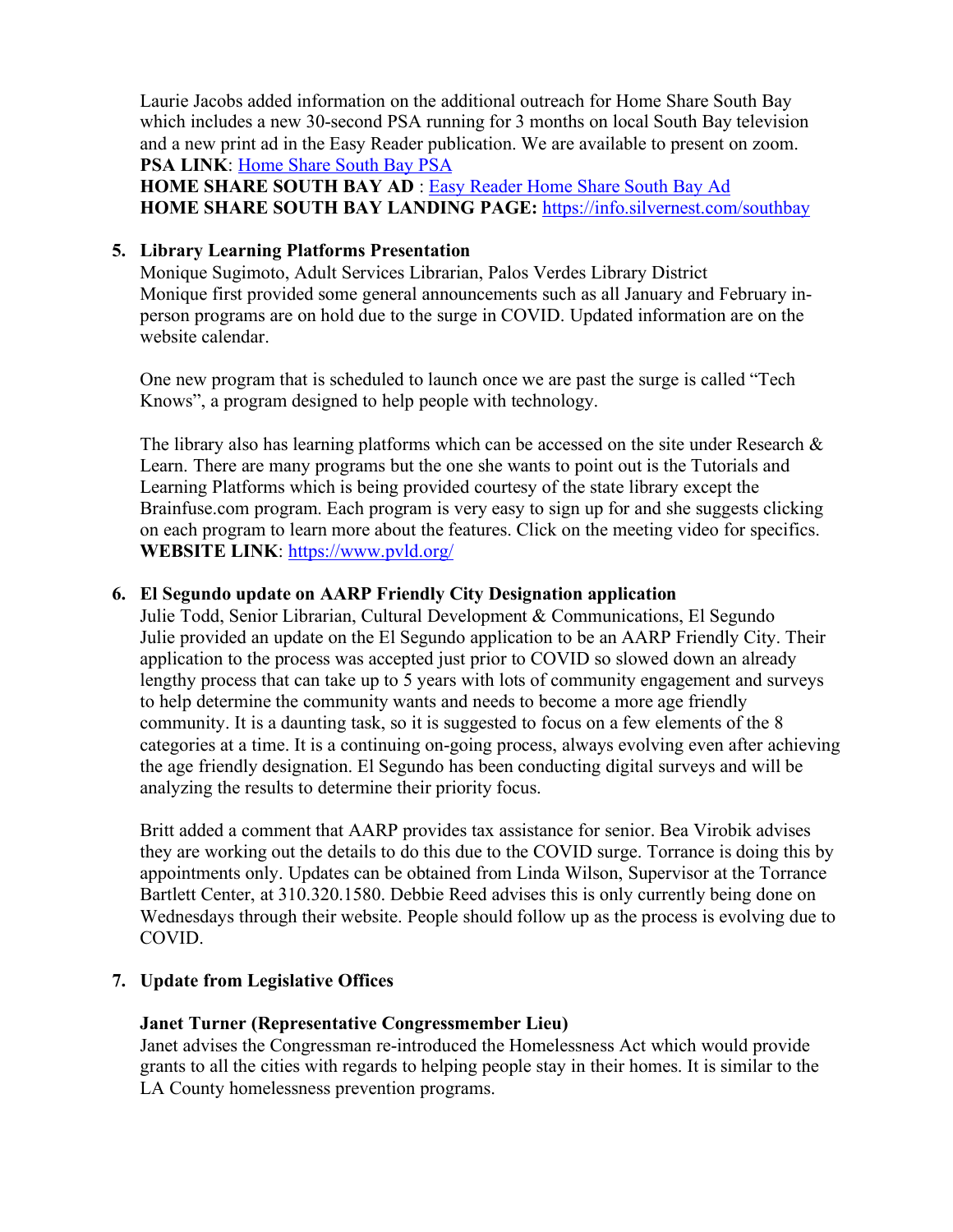Laurie Jacobs added information on the additional outreach for Home Share South Bay which includes a new 30-second PSA running for 3 months on local South Bay television and a new print ad in the Easy Reader publication. We are available to present on zoom.
**PSA LINK**: Home Share South Bay PSA
**HOME SHARE SOUTH BAY AD** : Easy Reader Home Share South Bay Ad
**HOME SHARE SOUTH BAY LANDING PAGE:** https://info.silvernest.com/southbay

5. **Library Learning Platforms Presentation**

Monique Sugimoto, Adult Services Librarian, Palos Verdes Library District
Monique first provided some general announcements such as all January and February in-person programs are on hold due to the surge in COVID. Updated information are on the website calendar.

One new program that is scheduled to launch once we are past the surge is called "Tech Knows", a program designed to help people with technology.

The library also has learning platforms which can be accessed on the site under Research & Learn. There are many programs but the one she wants to point out is the Tutorials and Learning Platforms which is being provided courtesy of the state library except the Brainfuse.com program. Each program is very easy to sign up for and she suggests clicking on each program to learn more about the features. Click on the meeting video for specifics.
**WEBSITE LINK**: https://www.pvld.org/

6. **El Segundo update on AARP Friendly City Designation application**

Julie Todd, Senior Librarian, Cultural Development & Communications, El Segundo
Julie provided an update on the El Segundo application to be an AARP Friendly City. Their application to the process was accepted just prior to COVID so slowed down an already lengthy process that can take up to 5 years with lots of community engagement and surveys to help determine the community wants and needs to become a more age friendly community. It is a daunting task, so it is suggested to focus on a few elements of the 8 categories at a time. It is a continuing on-going process, always evolving even after achieving the age friendly designation. El Segundo has been conducting digital surveys and will be analyzing the results to determine their priority focus.

Britt added a comment that AARP provides tax assistance for senior. Bea Virobik advises they are working out the details to do this due to the COVID surge. Torrance is doing this by appointments only. Updates can be obtained from Linda Wilson, Supervisor at the Torrance Bartlett Center, at 310.320.1580. Debbie Reed advises this is only currently being done on Wednesdays through their website. People should follow up as the process is evolving due to COVID.

7. **Update from Legislative Offices**

**Janet Turner (Representative Congressmember Lieu)**
Janet advises the Congressman re-introduced the Homelessness Act which would provide grants to all the cities with regards to helping people stay in their homes. It is similar to the LA County homelessness prevention programs.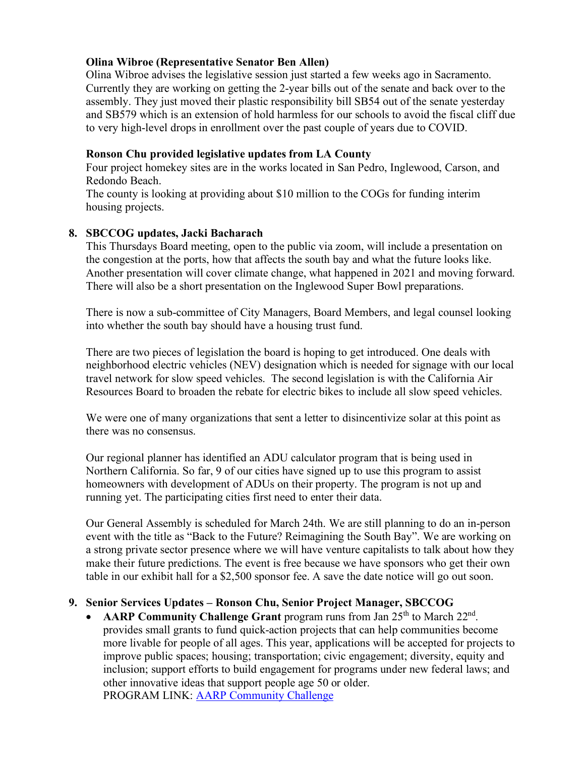**Olina Wibroe (Representative Senator Ben Allen)**
Olina Wibroe advises the legislative session just started a few weeks ago in Sacramento. Currently they are working on getting the 2-year bills out of the senate and back over to the assembly. They just moved their plastic responsibility bill SB54 out of the senate yesterday and SB579 which is an extension of hold harmless for our schools to avoid the fiscal cliff due to very high-level drops in enrollment over the past couple of years due to COVID.

**Ronson Chu provided legislative updates from LA County**
Four project homekey sites are in the works located in San Pedro, Inglewood, Carson, and Redondo Beach.
The county is looking at providing about $10 million to the COGs for funding interim housing projects.

8. **SBCCOG updates, Jacki Bacharach**
   This Thursdays Board meeting, open to the public via zoom, will include a presentation on the congestion at the ports, how that affects the south bay and what the future looks like. Another presentation will cover climate change, what happened in 2021 and moving forward. There will also be a short presentation on the Inglewood Super Bowl preparations.

   There is now a sub-committee of City Managers, Board Members, and legal counsel looking into whether the south bay should have a housing trust fund.

   There are two pieces of legislation the board is hoping to get introduced. One deals with neighborhood electric vehicles (NEV) designation which is needed for signage with our local travel network for slow speed vehicles. The second legislation is with the California Air Resources Board to broaden the rebate for electric bikes to include all slow speed vehicles.

   We were one of many organizations that sent a letter to disincentivize solar at this point as there was no consensus.

   Our regional planner has identified an ADU calculator program that is being used in Northern California. So far, 9 of our cities have signed up to use this program to assist homeowners with development of ADUs on their property. The program is not up and running yet. The participating cities first need to enter their data.

   Our General Assembly is scheduled for March 24th. We are still planning to do an in-person event with the title as "Back to the Future? Reimagining the South Bay". We are working on a strong private sector presence where we will have venture capitalists to talk about how they make their future predictions. The event is free because we have sponsors who get their own table in our exhibit hall for a $2,500 sponsor fee. A save the date notice will go out soon.

9. **Senior Services Updates – Ronson Chu, Senior Project Manager, SBCCOG**
   - **AARP Community Challenge Grant** program runs from Jan 25th to March 22nd. provides small grants to fund quick-action projects that can help communities become more livable for people of all ages. This year, applications will be accepted for projects to improve public spaces; housing; transportation; civic engagement; diversity, equity and inclusion; support efforts to build engagement for programs under new federal laws; and other innovative ideas that support people age 50 or older.
     PROGRAM LINK: AARP Community Challenge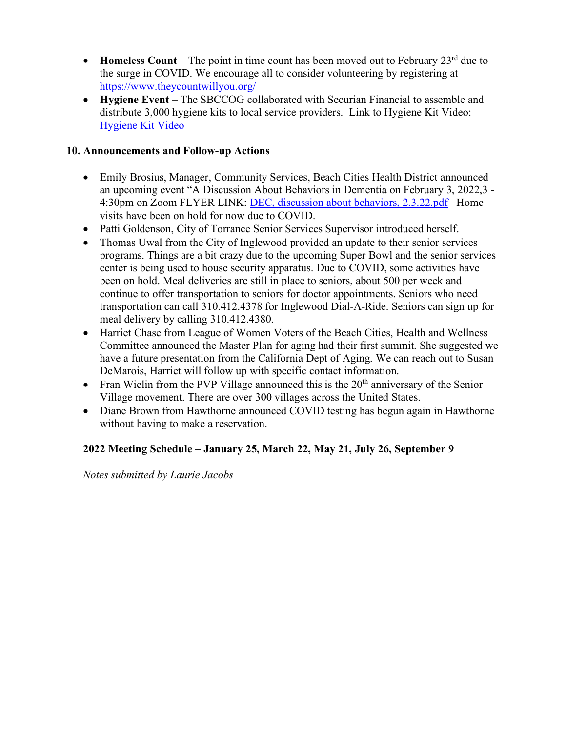- **Homeless Count** – The point in time count has been moved out to February 23rd due to the surge in COVID. We encourage all to consider volunteering by registering at [https://www.theycountwillyou.org/](https://www.theycountwillyou.org/)
- **Hygiene Event** – The SBCCOG collaborated with Securian Financial to assemble and distribute 3,000 hygiene kits to local service providers. Link to Hygiene Kit Video: Hygiene Kit Video

## 10. Announcements and Follow-up Actions

- Emily Brosius, Manager, Community Services, Beach Cities Health District announced an upcoming event "A Discussion About Behaviors in Dementia on February 3, 2022,3 - 4:30pm on Zoom FLYER LINK: DEC, discussion about behaviors, 2.3.22.pdf Home visits have been on hold for now due to COVID.
- Patti Goldenson, City of Torrance Senior Services Supervisor introduced herself.
- Thomas Uwal from the City of Inglewood provided an update to their senior services programs. Things are a bit crazy due to the upcoming Super Bowl and the senior services center is being used to house security apparatus. Due to COVID, some activities have been on hold. Meal deliveries are still in place to seniors, about 500 per week and continue to offer transportation to seniors for doctor appointments. Seniors who need transportation can call 310.412.4378 for Inglewood Dial-A-Ride. Seniors can sign up for meal delivery by calling 310.412.4380.
- Harriet Chase from League of Women Voters of the Beach Cities, Health and Wellness Committee announced the Master Plan for aging had their first summit. She suggested we have a future presentation from the California Dept of Aging. We can reach out to Susan DeMarois, Harriet will follow up with specific contact information.
- Fran Wielin from the PVP Village announced this is the 20th anniversary of the Senior Village movement. There are over 300 villages across the United States.
- Diane Brown from Hawthorne announced COVID testing has begun again in Hawthorne without having to make a reservation.

**2022 Meeting Schedule – January 25, March 22, May 21, July 26, September 9**

*Notes submitted by Laurie Jacobs*